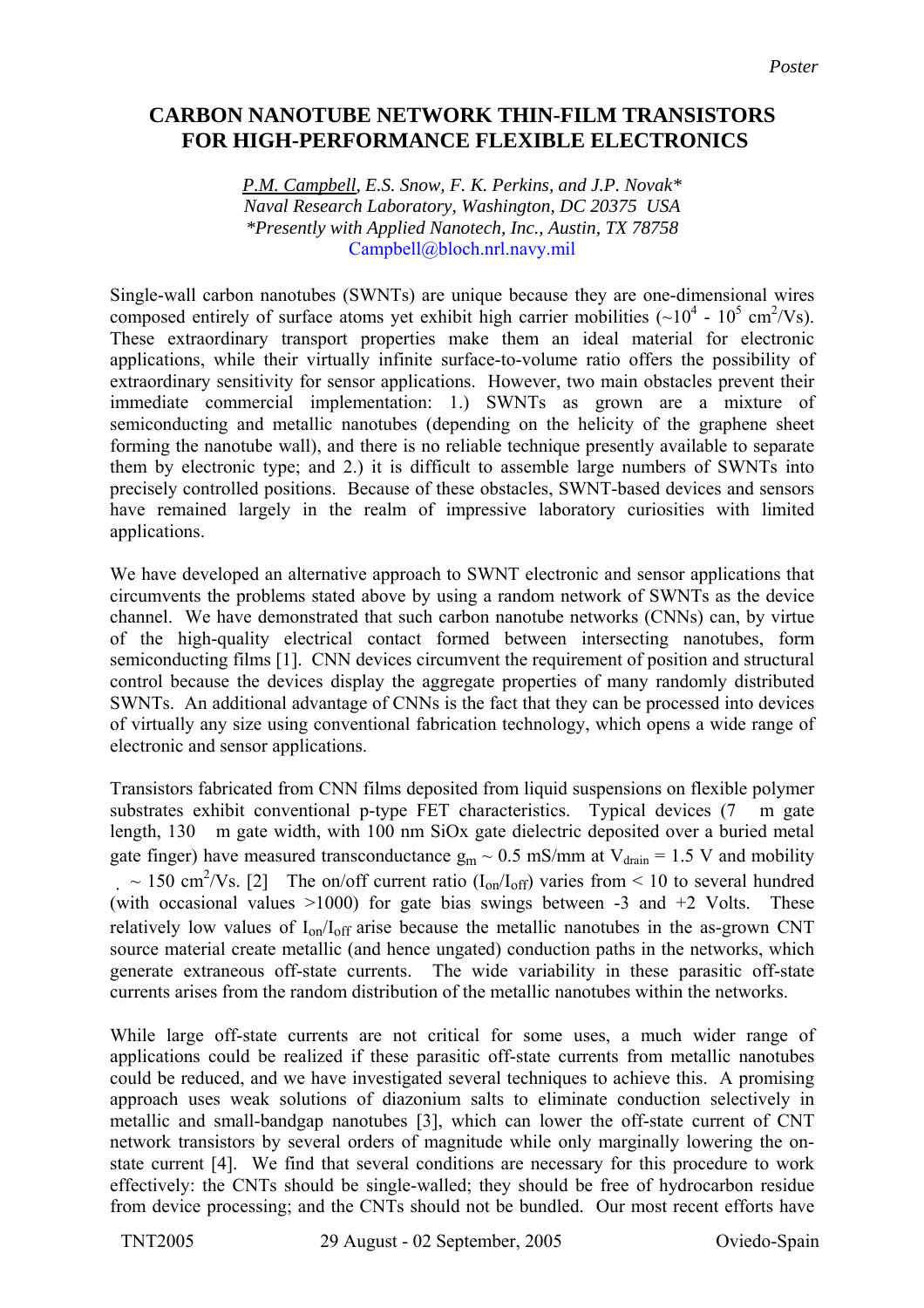*Poster*

# CARBON NANOTUBE NETWORK THIN-FILM TRANSISTORS FOR HIGH-PERFORMANCE FLEXIBLE ELECTRONICS

*P.M. Campbell, E.S. Snow, F. K. Perkins, and J.P. Novak**
*Naval Research Laboratory, Washington, DC 20375 USA*
**Presently with Applied Nanotech, Inc., Austin, TX 78758*
Campbell@bloch.nrl.navy.mil

Single-wall carbon nanotubes (SWNTs) are unique because they are one-dimensional wires composed entirely of surface atoms yet exhibit high carrier mobilities (~$10^4$ - $10^5$ $cm^2/Vs$). These extraordinary transport properties make them an ideal material for electronic applications, while their virtually infinite surface-to-volume ratio offers the possibility of extraordinary sensitivity for sensor applications. However, two main obstacles prevent their immediate commercial implementation: 1.) SWNTs as grown are a mixture of semiconducting and metallic nanotubes (depending on the helicity of the graphene sheet forming the nanotube wall), and there is no reliable technique presently available to separate them by electronic type; and 2.) it is difficult to assemble large numbers of SWNTs into precisely controlled positions. Because of these obstacles, SWNT-based devices and sensors have remained largely in the realm of impressive laboratory curiosities with limited applications.

We have developed an alternative approach to SWNT electronic and sensor applications that circumvents the problems stated above by using a random network of SWNTs as the device channel. We have demonstrated that such carbon nanotube networks (CNNs) can, by virtue of the high-quality electrical contact formed between intersecting nanotubes, form semiconducting films [1]. CNN devices circumvent the requirement of position and structural control because the devices display the aggregate properties of many randomly distributed SWNTs. An additional advantage of CNNs is the fact that they can be processed into devices of virtually any size using conventional fabrication technology, which opens a wide range of electronic and sensor applications.

Transistors fabricated from CNN films deposited from liquid suspensions on flexible polymer substrates exhibit conventional p-type FET characteristics. Typical devices (7 m gate length, 130 m gate width, with 100 nm SiOx gate dielectric deposited over a buried metal gate finger) have measured transconductance $g_m$ ~ 0.5 mS/mm at $V_{drain}$ = 1.5 V and mobility ~ 150 $cm^2/Vs$. [2] The on/off current ratio ($I_{on}/I_{off}$) varies from < 10 to several hundred (with occasional values >1000) for gate bias swings between -3 and +2 Volts. These relatively low values of $I_{on}/I_{off}$ arise because the metallic nanotubes in the as-grown CNT source material create metallic (and hence ungated) conduction paths in the networks, which generate extraneous off-state currents. The wide variability in these parasitic off-state currents arises from the random distribution of the metallic nanotubes within the networks.

While large off-state currents are not critical for some uses, a much wider range of applications could be realized if these parasitic off-state currents from metallic nanotubes could be reduced, and we have investigated several techniques to achieve this. A promising approach uses weak solutions of diazonium salts to eliminate conduction selectively in metallic and small-bandgap nanotubes [3], which can lower the off-state current of CNT network transistors by several orders of magnitude while only marginally lowering the on-state current [4]. We find that several conditions are necessary for this procedure to work effectively: the CNTs should be single-walled; they should be free of hydrocarbon residue from device processing; and the CNTs should not be bundled. Our most recent efforts have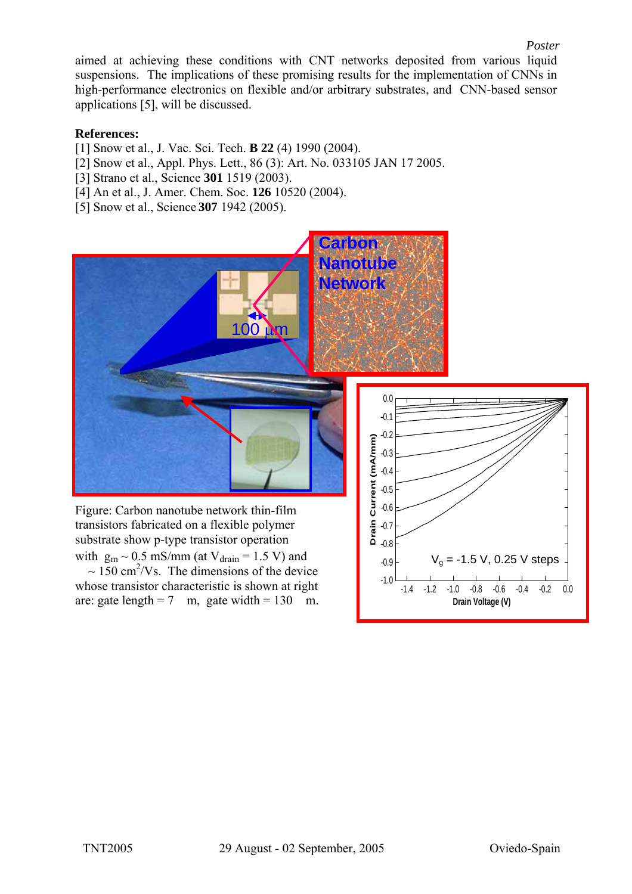aimed at achieving these conditions with CNT networks deposited from various liquid suspensions. The implications of these promising results for the implementation of CNNs in high-performance electronics on flexible and/or arbitrary substrates, and CNN-based sensor applications [5], will be discussed.

**References:**

[1] Snow et al., J. Vac. Sci. Tech. **B 22** (4) 1990 (2004).
[2] Snow et al., Appl. Phys. Lett., 86 (3): Art. No. 033105 JAN 17 2005.
[3] Strano et al., Science **301** 1519 (2003).
[4] An et al., J. Amer. Chem. Soc. **126** 10520 (2004).
[5] Snow et al., Science **307** 1942 (2005).

Carbon Nanotube Network

100 μm

0.0
-0.1
-0.2
-0.3
-0.4
-0.5
-0.6
-0.7
-0.8
-0.9
-1.0

Drain Current (mA/mm)

-1.4 -1.2 -1.0 -0.8 -0.6 -0.4 -0.2 0.0

Drain Voltage (V)

$V_g$ = -1.5 V, 0.25 V steps

Figure: Carbon nanotube network thin-film transistors fabricated on a flexible polymer substrate show p-type transistor operation with $g_m \sim 0.5$ mS/mm (at $V_{drain} = 1.5$ V) and $\sim 150$ $cm^2$/Vs. The dimensions of the device whose transistor characteristic is shown at right are: gate length = 7 m, gate width = 130 m.